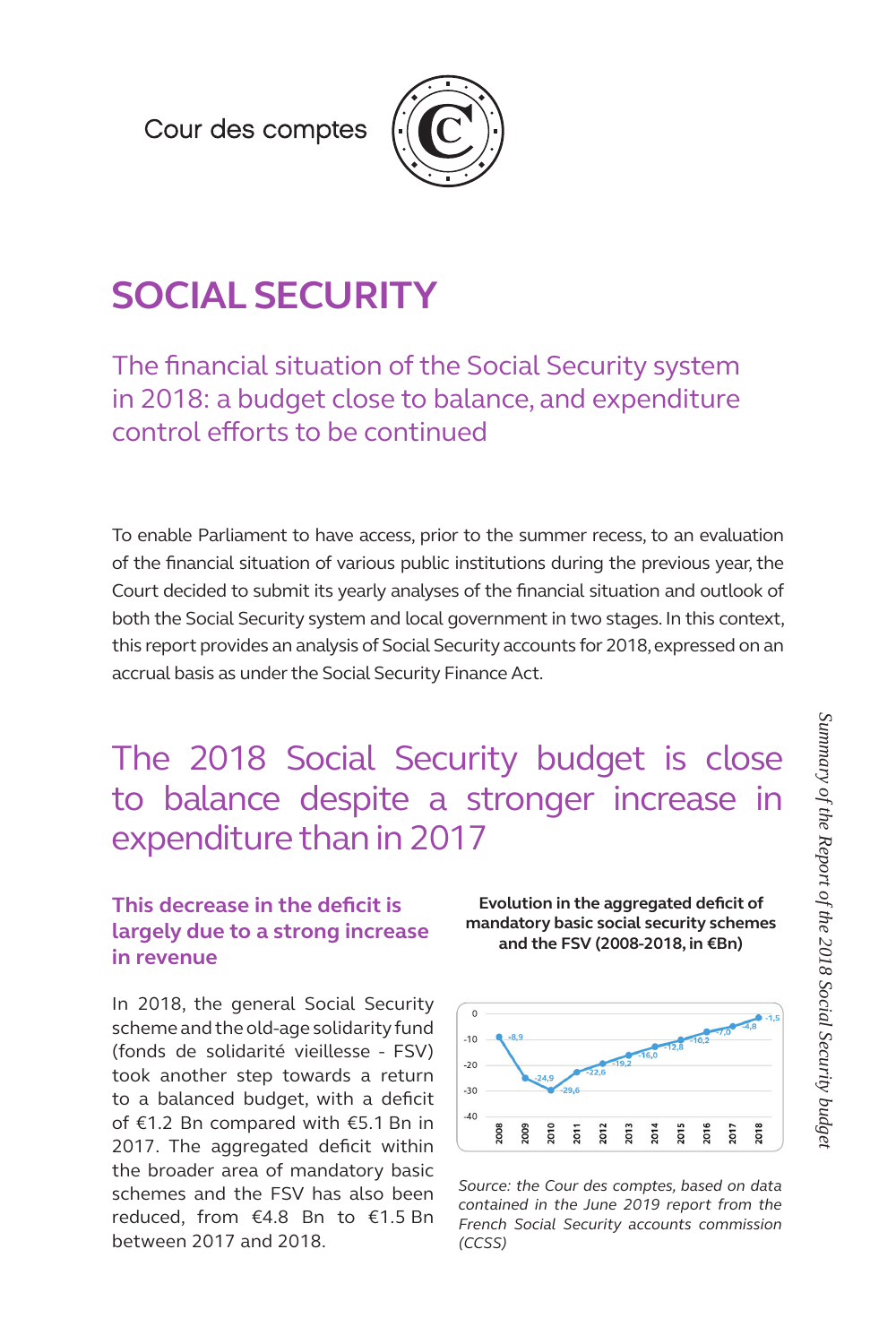Cour des comptes

# SOCIAL SECURITY

## The financial situation of the Social Security system in 2018: a budget close to balance, and expenditure control efforts to be continued

To enable Parliament to have access, prior to the summer recess, to an evaluation of the financial situation of various public institutions during the previous year, the Court decided to submit its yearly analyses of the financial situation and outlook of both the Social Security system and local government in two stages. In this context, this report provides an analysis of Social Security accounts for 2018, expressed on an accrual basis as under the Social Security Finance Act.

## The 2018 Social Security budget is close to balance despite a stronger increase in expenditure than in 2017

### This decrease in the deficit is largely due to a strong increase in revenue

In 2018, the general Social Security scheme and the old-age solidarity fund (fonds de solidarité vieillesse - FSV) took another step towards a return to a balanced budget, with a deficit of €1.2 Bn compared with €5.1 Bn in 2017. The aggregated deficit within the broader area of mandatory basic schemes and the FSV has also been reduced, from €4.8 Bn to €1.5 Bn between 2017 and 2018.

**Evolution in the aggregated deficit of mandatory basic social security schemes and the FSV (2008-2018, in €Bn)**

| Year | 2008 | 2009 | 2010 | 2011 | 2012 | 2013 | 2014 | 2015 | 2016 | 2017 | 2018 |
|---|---|---|---|---|---|---|---|---|---|---|---|
| Deficit | -8,9 | -24,9 | -29,6 | -22,6 | -19,2 | -16,0 | -12,8 | -10,2 | -7,0 | -4,8 | -1,5 |

*Source: the Cour des comptes, based on data contained in the June 2019 report from the French Social Security accounts commission (CCSS)*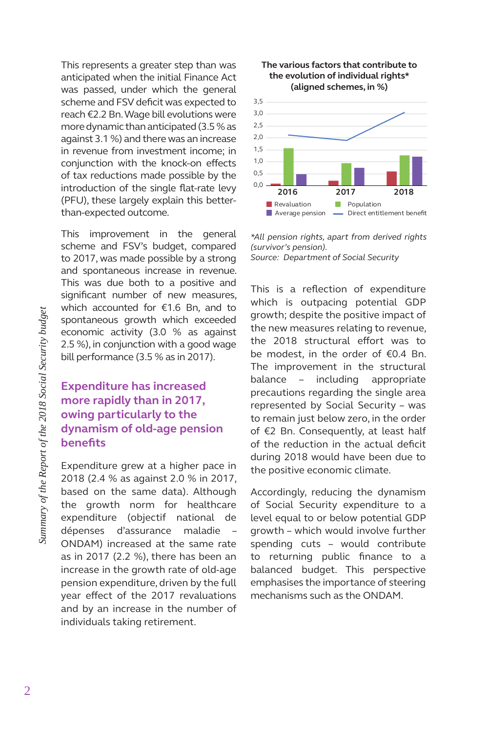This represents a greater step than was anticipated when the initial Finance Act was passed, under which the general scheme and FSV deficit was expected to reach €2.2 Bn. Wage bill evolutions were more dynamic than anticipated (3.5 % as against 3.1 %) and there was an increase in revenue from investment income; in conjunction with the knock-on effects of tax reductions made possible by the introduction of the single flat-rate levy (PFU), these largely explain this better-than-expected outcome.

This improvement in the general scheme and FSV's budget, compared to 2017, was made possible by a strong and spontaneous increase in revenue. This was due both to a positive and significant number of new measures, which accounted for €1.6 Bn, and to spontaneous growth which exceeded economic activity (3.0 % as against 2.5 %), in conjunction with a good wage bill performance (3.5 % as in 2017).

## Expenditure has increased more rapidly than in 2017, owing particularly to the dynamism of old-age pension benefits

Expenditure grew at a higher pace in 2018 (2.4 % as against 2.0 % in 2017, based on the same data). Although the growth norm for healthcare expenditure (objectif national de dépenses d'assurance maladie – ONDAM) increased at the same rate as in 2017 (2.2 %), there has been an increase in the growth rate of old-age pension expenditure, driven by the full year effect of the 2017 revaluations and by an increase in the number of individuals taking retirement.

**The various factors that contribute to the evolution of individual rights* (aligned schemes, in %)**

*All pension rights, apart from derived rights (survivor's pension).*
*Source: Department of Social Security*

This is a reflection of expenditure which is outpacing potential GDP growth; despite the positive impact of the new measures relating to revenue, the 2018 structural effort was to be modest, in the order of €0.4 Bn. The improvement in the structural balance – including appropriate precautions regarding the single area represented by Social Security – was to remain just below zero, in the order of €2 Bn. Consequently, at least half of the reduction in the actual deficit during 2018 would have been due to the positive economic climate.

Accordingly, reducing the dynamism of Social Security expenditure to a level equal to or below potential GDP growth – which would involve further spending cuts – would contribute to returning public finance to a balanced budget. This perspective emphasises the importance of steering mechanisms such as the ONDAM.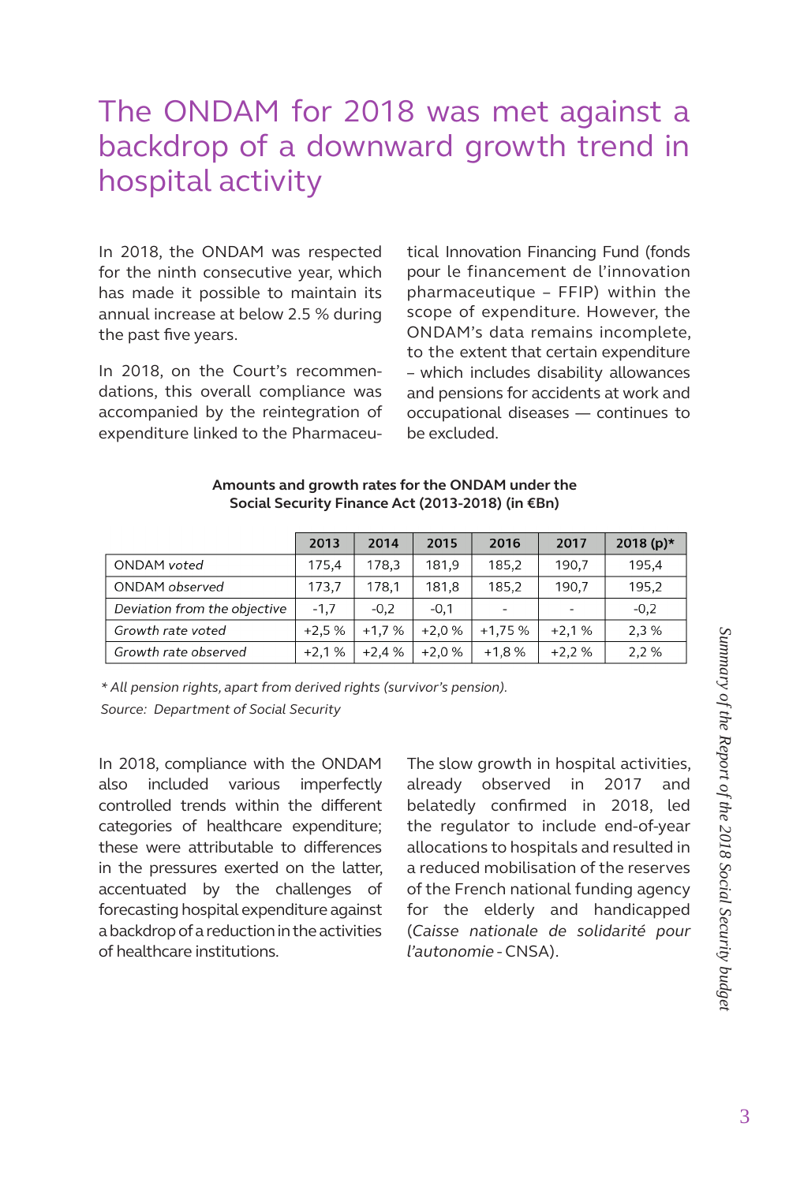# The ONDAM for 2018 was met against a backdrop of a downward growth trend in hospital activity

In 2018, the ONDAM was respected for the ninth consecutive year, which has made it possible to maintain its annual increase at below 2.5 % during the past five years.

In 2018, on the Court's recommendations, this overall compliance was accompanied by the reintegration of expenditure linked to the Pharmaceutical Innovation Financing Fund (fonds pour le financement de l'innovation pharmaceutique – FFIP) within the scope of expenditure. However, the ONDAM's data remains incomplete, to the extent that certain expenditure – which includes disability allowances and pensions for accidents at work and occupational diseases — continues to be excluded.

**Amounts and growth rates for the ONDAM under the Social Security Finance Act (2013-2018) (in €Bn)**

| | 2013 | 2014 | 2015 | 2016 | 2017 | 2018 (p)* |
|---|---|---|---|---|---|---|
| ONDAM *voted* | 175,4 | 178,3 | 181,9 | 185,2 | 190,7 | 195,4 |
| ONDAM *observed* | 173,7 | 178,1 | 181,8 | 185,2 | 190,7 | 195,2 |
| *Deviation from the objective* | -1,7 | -0,2 | -0,1 | - | - | -0,2 |
| *Growth rate voted* | +2,5 % | +1,7 % | +2,0 % | +1,75 % | +2,1 % | 2,3 % |
| *Growth rate observed* | +2,1 % | +2,4 % | +2,0 % | +1,8 % | +2,2 % | 2,2 % |

*\* All pension rights, apart from derived rights (survivor's pension).*

*Source: Department of Social Security*

In 2018, compliance with the ONDAM also included various imperfectly controlled trends within the different categories of healthcare expenditure; these were attributable to differences in the pressures exerted on the latter, accentuated by the challenges of forecasting hospital expenditure against a backdrop of a reduction in the activities of healthcare institutions.

The slow growth in hospital activities, already observed in 2017 and belatedly confirmed in 2018, led the regulator to include end-of-year allocations to hospitals and resulted in a reduced mobilisation of the reserves of the French national funding agency for the elderly and handicapped (*Caisse nationale de solidarité pour l'autonomie* - CNSA).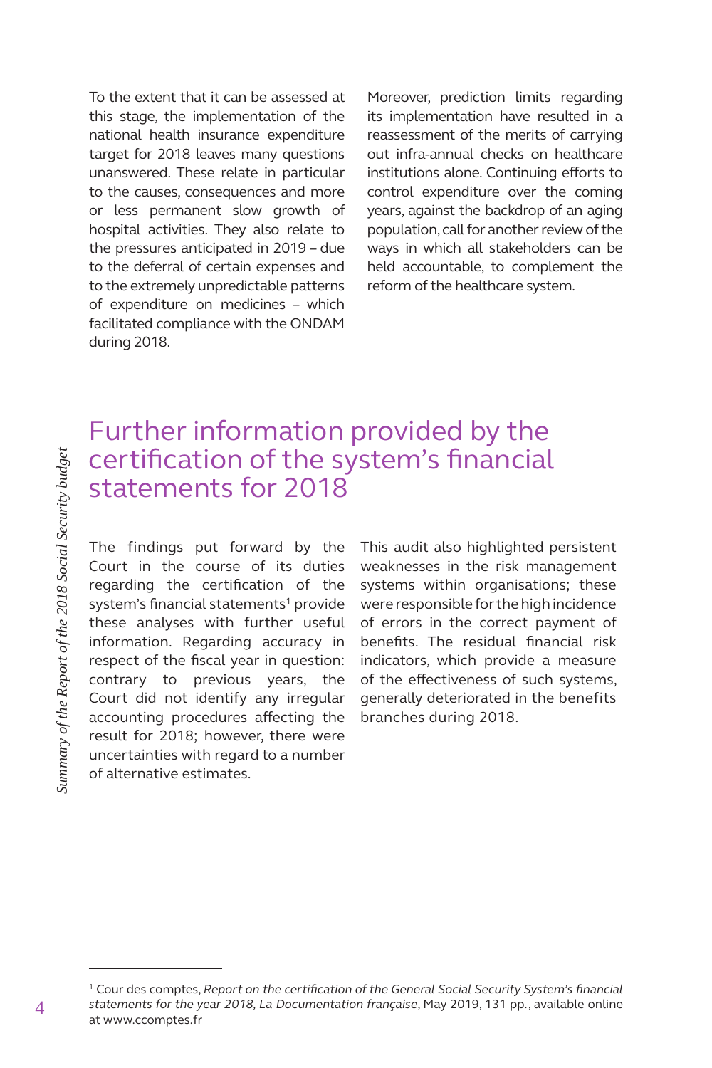To the extent that it can be assessed at this stage, the implementation of the national health insurance expenditure target for 2018 leaves many questions unanswered. These relate in particular to the causes, consequences and more or less permanent slow growth of hospital activities. They also relate to the pressures anticipated in 2019 – due to the deferral of certain expenses and to the extremely unpredictable patterns of expenditure on medicines – which facilitated compliance with the ONDAM during 2018.

Moreover, prediction limits regarding its implementation have resulted in a reassessment of the merits of carrying out infra-annual checks on healthcare institutions alone. Continuing efforts to control expenditure over the coming years, against the backdrop of an aging population, call for another review of the ways in which all stakeholders can be held accountable, to complement the reform of the healthcare system.

## Further information provided by the certification of the system's financial statements for 2018

The findings put forward by the Court in the course of its duties regarding the certification of the system's financial statements[1] provide these analyses with further useful information. Regarding accuracy in respect of the fiscal year in question: contrary to previous years, the Court did not identify any irregular accounting procedures affecting the result for 2018; however, there were uncertainties with regard to a number of alternative estimates.

This audit also highlighted persistent weaknesses in the risk management systems within organisations; these were responsible for the high incidence of errors in the correct payment of benefits. The residual financial risk indicators, which provide a measure of the effectiveness of such systems, generally deteriorated in the benefits branches during 2018.

---

[1] Cour des comptes, *Report on the certification of the General Social Security System's financial statements for the year 2018, La Documentation française*, May 2019, 131 pp., available online at www.ccomptes.fr